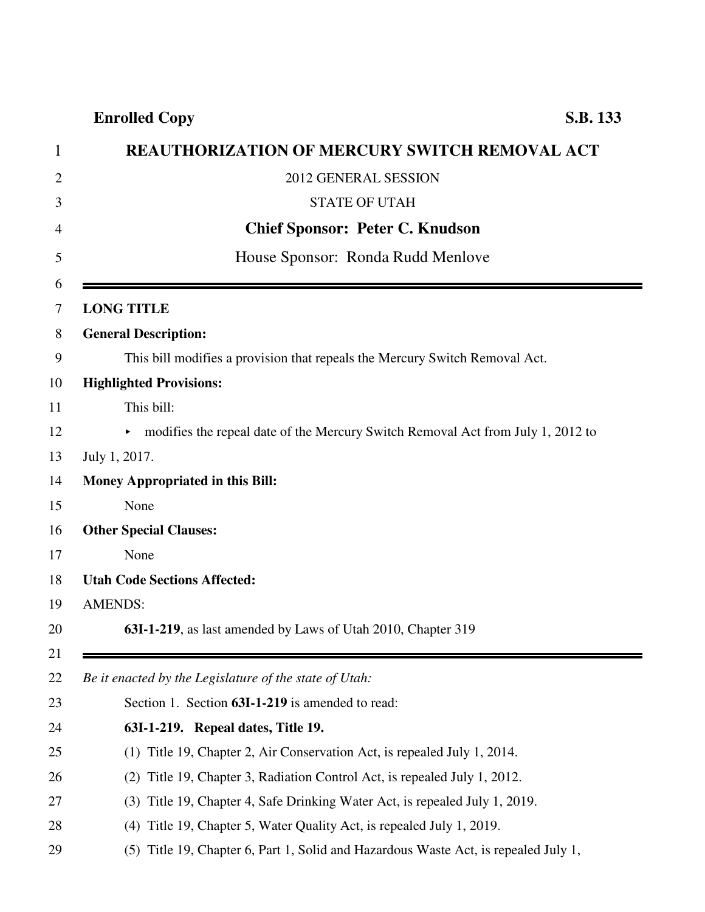**Enrolled Copy** **S.B. 133**

# REAUTHORIZATION OF MERCURY SWITCH REMOVAL ACT

2012 GENERAL SESSION

STATE OF UTAH

**Chief Sponsor: Peter C. Knudson**

House Sponsor: Ronda Rudd Menlove

---

**LONG TITLE**

**General Description:**

This bill modifies a provision that repeals the Mercury Switch Removal Act.

**Highlighted Provisions:**

This bill:

- modifies the repeal date of the Mercury Switch Removal Act from July 1, 2012 to July 1, 2017.

**Money Appropriated in this Bill:**

None

**Other Special Clauses:**

None

**Utah Code Sections Affected:**

AMENDS:

**63I-1-219**, as last amended by Laws of Utah 2010, Chapter 319

---

*Be it enacted by the Legislature of the state of Utah:*

Section 1. Section **63I-1-219** is amended to read:

**63I-1-219. Repeal dates, Title 19.**

(1) Title 19, Chapter 2, Air Conservation Act, is repealed July 1, 2014.

(2) Title 19, Chapter 3, Radiation Control Act, is repealed July 1, 2012.

(3) Title 19, Chapter 4, Safe Drinking Water Act, is repealed July 1, 2019.

(4) Title 19, Chapter 5, Water Quality Act, is repealed July 1, 2019.

(5) Title 19, Chapter 6, Part 1, Solid and Hazardous Waste Act, is repealed July 1,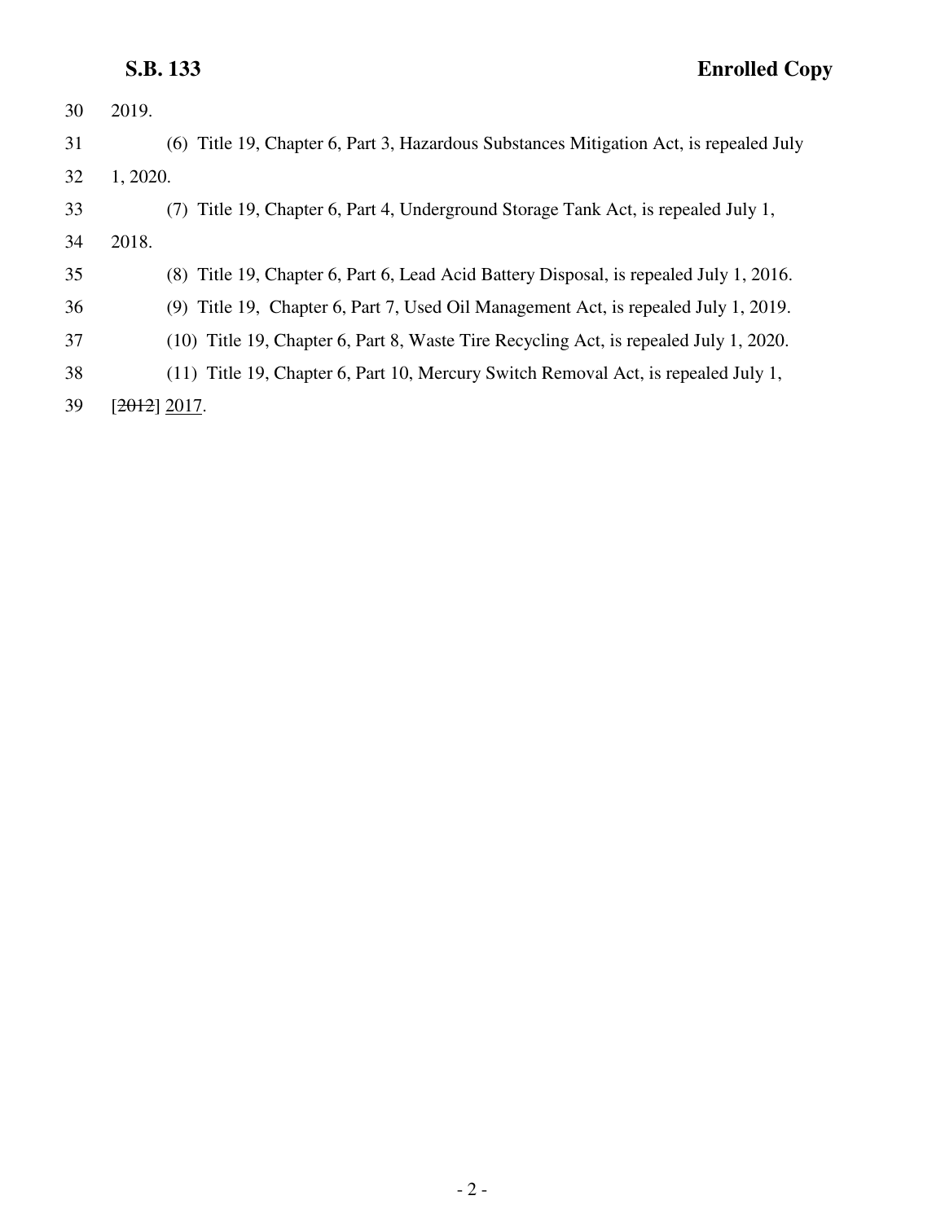30 2019.

31 (6) Title 19, Chapter 6, Part 3, Hazardous Substances Mitigation Act, is repealed July

32 1, 2020.

33 (7) Title 19, Chapter 6, Part 4, Underground Storage Tank Act, is repealed July 1,

34 2018.

35 (8) Title 19, Chapter 6, Part 6, Lead Acid Battery Disposal, is repealed July 1, 2016.

36 (9) Title 19, Chapter 6, Part 7, Used Oil Management Act, is repealed July 1, 2019.

37 (10) Title 19, Chapter 6, Part 8, Waste Tire Recycling Act, is repealed July 1, 2020.

38 (11) Title 19, Chapter 6, Part 10, Mercury Switch Removal Act, is repealed July 1,

39 [~~2012~~] <u>2017</u>.